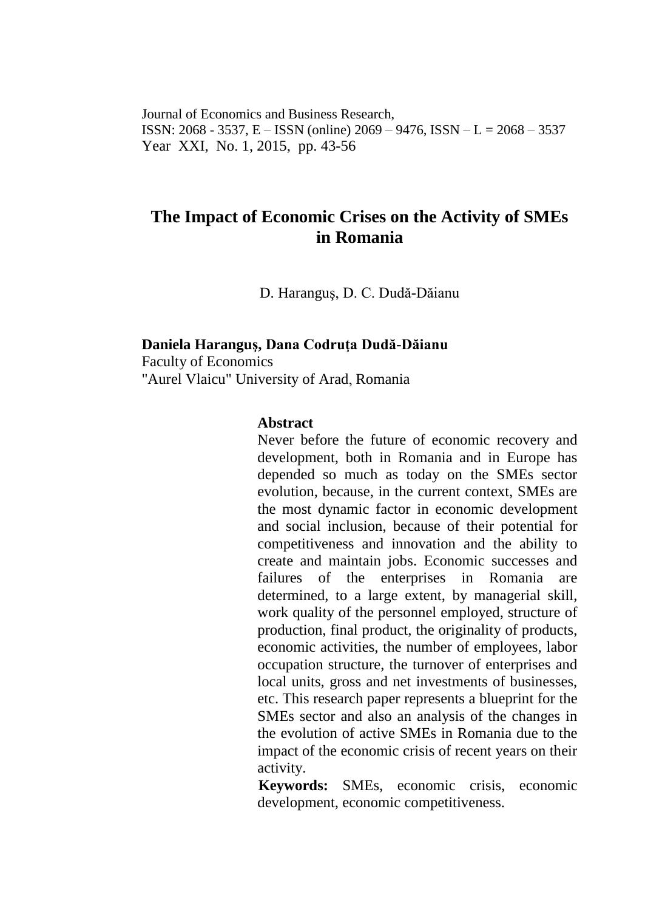Journal of Economics and Business Research,
ISSN: 2068 - 3537, E – ISSN (online) 2069 – 9476, ISSN – L = 2068 – 3537
Year XXI, No. 1, 2015, pp. 43-56

# The Impact of Economic Crises on the Activity of SMEs in Romania

D. Haranguş, D. C. Dudă-Dăianu

**Daniela Haranguş, Dana Codruţa Dudă-Dăianu**
Faculty of Economics
"Aurel Vlaicu" University of Arad, Romania

**Abstract**

Never before the future of economic recovery and development, both in Romania and in Europe has depended so much as today on the SMEs sector evolution, because, in the current context, SMEs are the most dynamic factor in economic development and social inclusion, because of their potential for competitiveness and innovation and the ability to create and maintain jobs. Economic successes and failures of the enterprises in Romania are determined, to a large extent, by managerial skill, work quality of the personnel employed, structure of production, final product, the originality of products, economic activities, the number of employees, labor occupation structure, the turnover of enterprises and local units, gross and net investments of businesses, etc. This research paper represents a blueprint for the SMEs sector and also an analysis of the changes in the evolution of active SMEs in Romania due to the impact of the economic crisis of recent years on their activity.

**Keywords:** SMEs, economic crisis, economic development, economic competitiveness.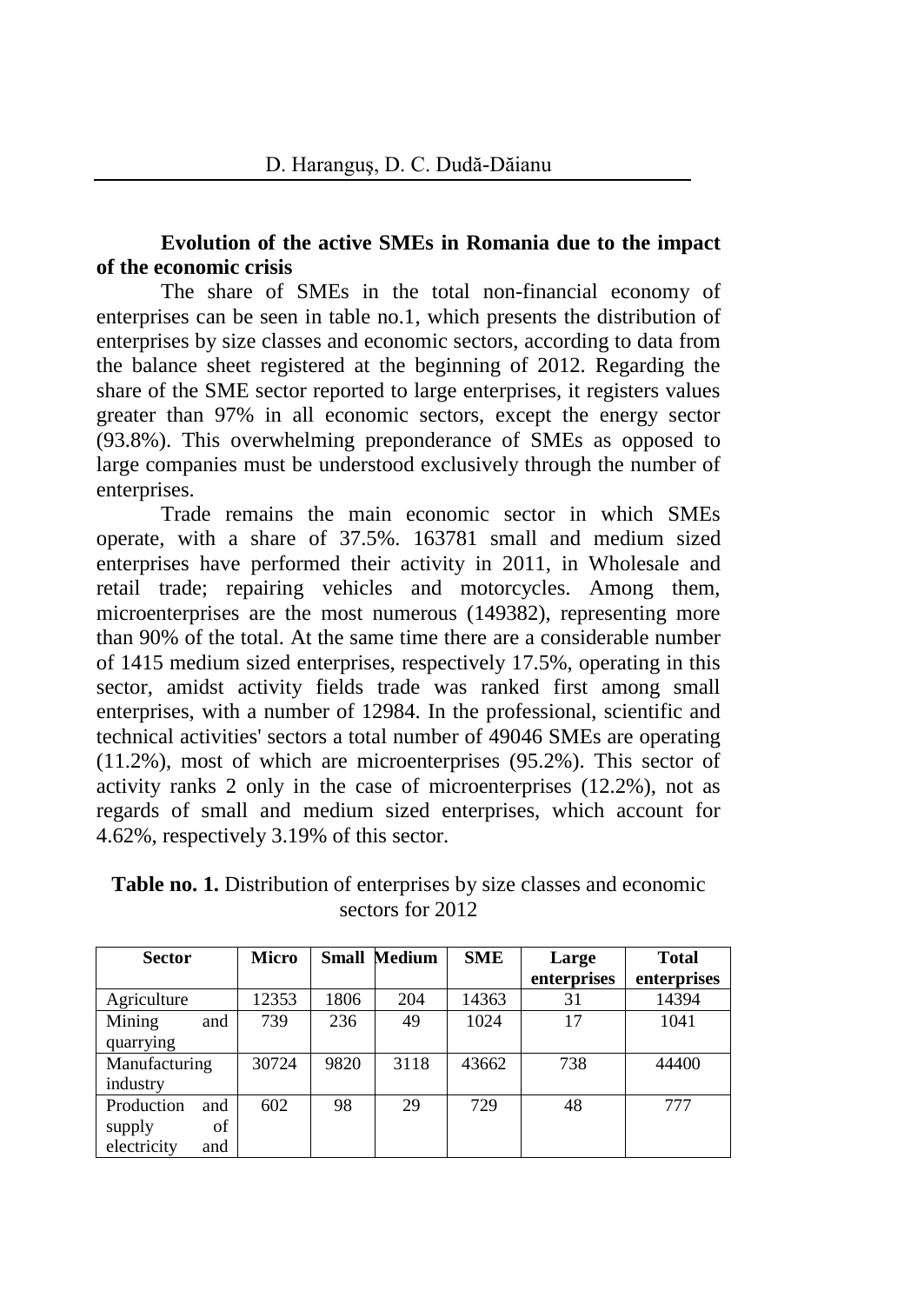**Evolution of the active SMEs in Romania due to the impact of the economic crisis**

The share of SMEs in the total non-financial economy of enterprises can be seen in table no.1, which presents the distribution of enterprises by size classes and economic sectors, according to data from the balance sheet registered at the beginning of 2012. Regarding the share of the SME sector reported to large enterprises, it registers values greater than 97% in all economic sectors, except the energy sector (93.8%). This overwhelming preponderance of SMEs as opposed to large companies must be understood exclusively through the number of enterprises.

Trade remains the main economic sector in which SMEs operate, with a share of 37.5%. 163781 small and medium sized enterprises have performed their activity in 2011, in Wholesale and retail trade; repairing vehicles and motorcycles. Among them, microenterprises are the most numerous (149382), representing more than 90% of the total. At the same time there are a considerable number of 1415 medium sized enterprises, respectively 17.5%, operating in this sector, amidst activity fields trade was ranked first among small enterprises, with a number of 12984. In the professional, scientific and technical activities' sectors a total number of 49046 SMEs are operating (11.2%), most of which are microenterprises (95.2%). This sector of activity ranks 2 only in the case of microenterprises (12.2%), not as regards of small and medium sized enterprises, which account for 4.62%, respectively 3.19% of this sector.

**Table no. 1.** Distribution of enterprises by size classes and economic sectors for 2012

| Sector | Micro | Small | Medium | SME | Large enterprises | Total enterprises |
|---|---|---|---|---|---|---|
| Agriculture | 12353 | 1806 | 204 | 14363 | 31 | 14394 |
| Mining and quarrying | 739 | 236 | 49 | 1024 | 17 | 1041 |
| Manufacturing industry | 30724 | 9820 | 3118 | 43662 | 738 | 44400 |
| Production and supply of electricity and | 602 | 98 | 29 | 729 | 48 | 777 |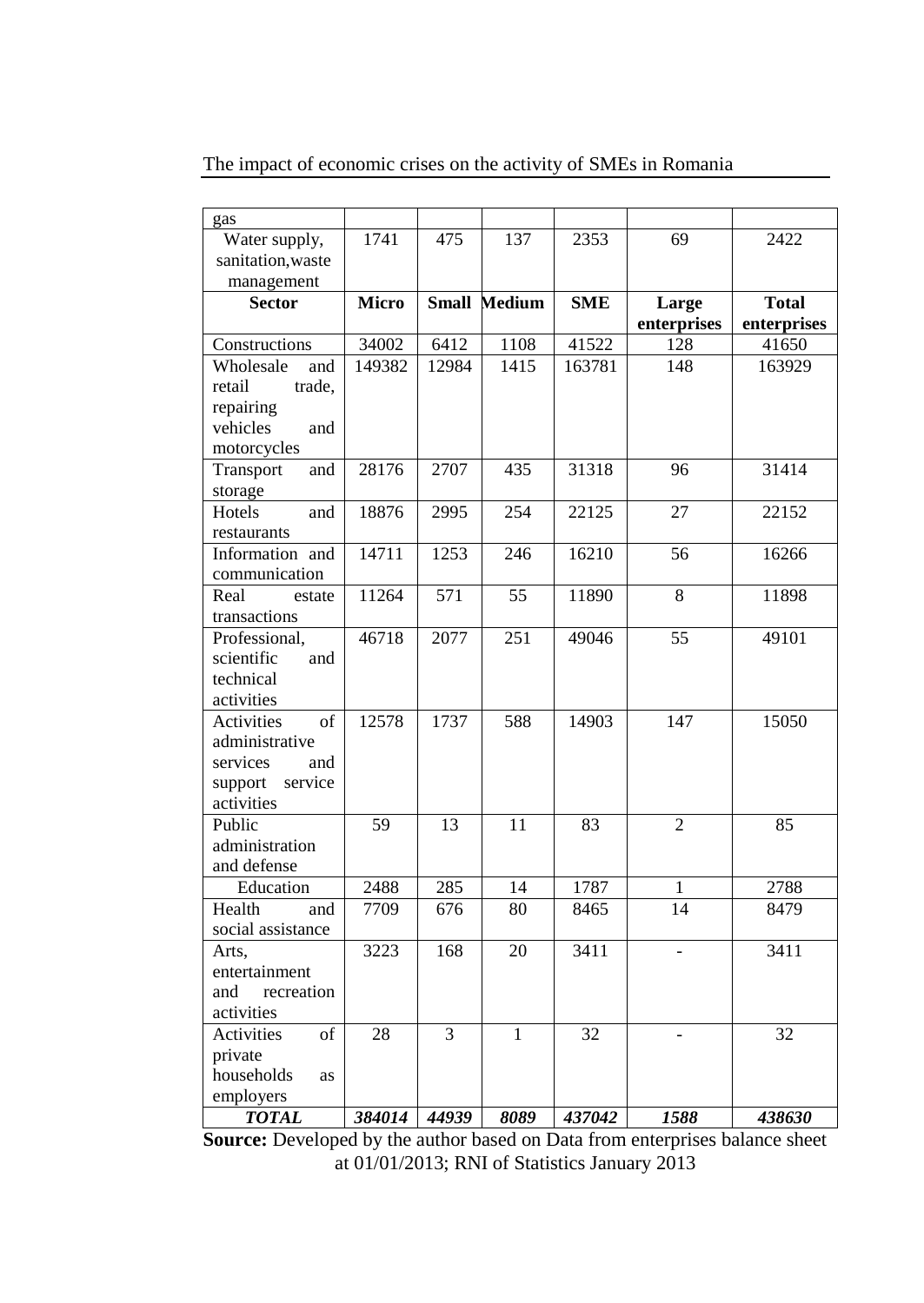| gas | | | | | | |
|---|---|---|---|---|---|---|
| Water supply, sanitation,waste management | 1741 | 475 | 137 | 2353 | 69 | 2422 |
| **Sector** | **Micro** | **Small** | **Medium** | **SME** | **Large enterprises** | **Total enterprises** |
| Constructions | 34002 | 6412 | 1108 | 41522 | 128 | 41650 |
| Wholesale and retail trade, repairing vehicles and motorcycles | 149382 | 12984 | 1415 | 163781 | 148 | 163929 |
| Transport and storage | 28176 | 2707 | 435 | 31318 | 96 | 31414 |
| Hotels and restaurants | 18876 | 2995 | 254 | 22125 | 27 | 22152 |
| Information and communication | 14711 | 1253 | 246 | 16210 | 56 | 16266 |
| Real estate transactions | 11264 | 571 | 55 | 11890 | 8 | 11898 |
| Professional, scientific and technical activities | 46718 | 2077 | 251 | 49046 | 55 | 49101 |
| Activities of administrative services and support service activities | 12578 | 1737 | 588 | 14903 | 147 | 15050 |
| Public administration and defense | 59 | 13 | 11 | 83 | 2 | 85 |
| Education | 2488 | 285 | 14 | 1787 | 1 | 2788 |
| Health and social assistance | 7709 | 676 | 80 | 8465 | 14 | 8479 |
| Arts, entertainment and recreation activities | 3223 | 168 | 20 | 3411 | - | 3411 |
| Activities of private households as employers | 28 | 3 | 1 | 32 | - | 32 |
| ***TOTAL*** | ***384014*** | ***44939*** | ***8089*** | ***437042*** | ***1588*** | ***438630*** |

**Source:** Developed by the author based on Data from enterprises balance sheet at 01/01/2013; RNI of Statistics January 2013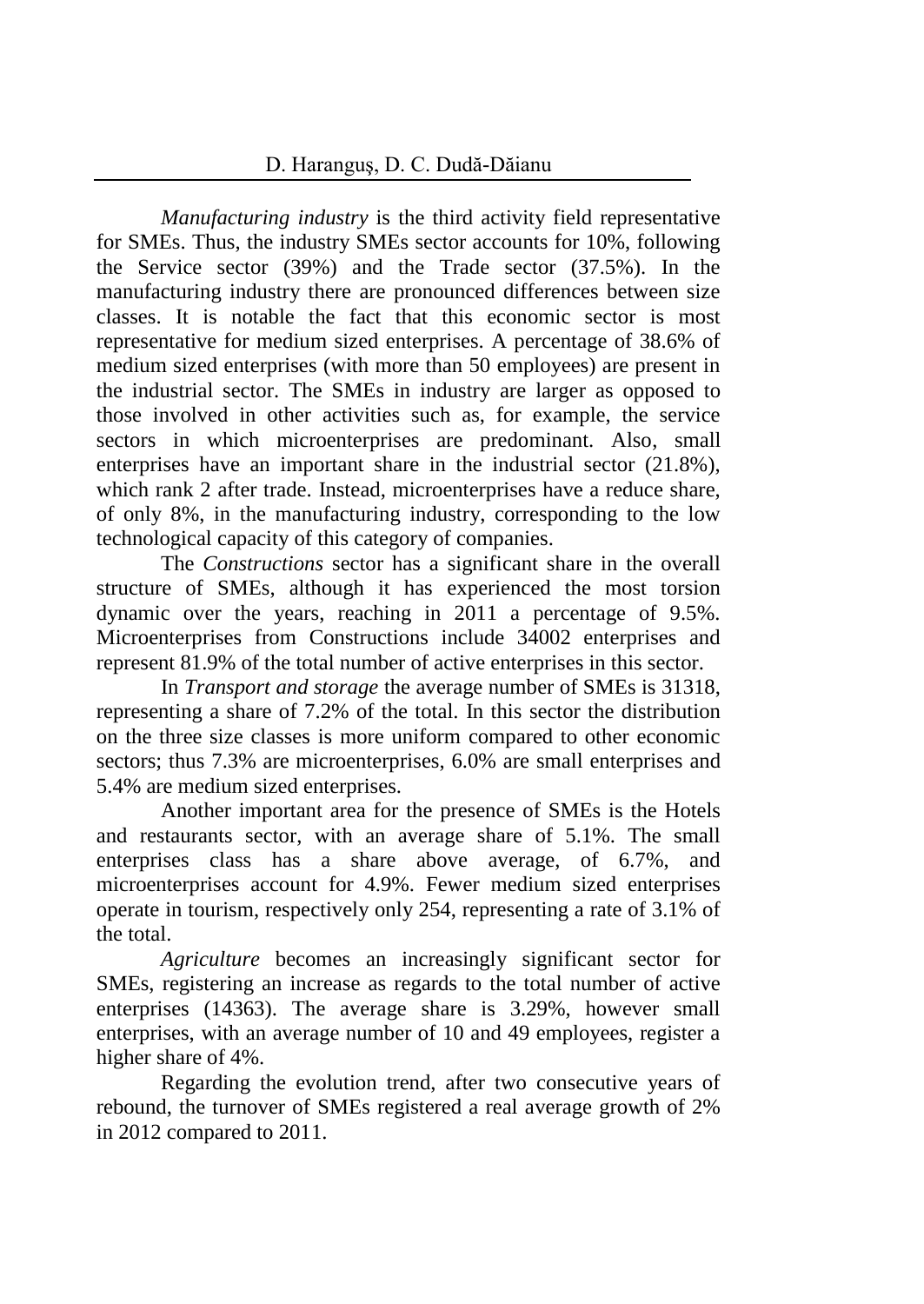*Manufacturing industry* is the third activity field representative for SMEs. Thus, the industry SMEs sector accounts for 10%, following the Service sector (39%) and the Trade sector (37.5%). In the manufacturing industry there are pronounced differences between size classes. It is notable the fact that this economic sector is most representative for medium sized enterprises. A percentage of 38.6% of medium sized enterprises (with more than 50 employees) are present in the industrial sector. The SMEs in industry are larger as opposed to those involved in other activities such as, for example, the service sectors in which microenterprises are predominant. Also, small enterprises have an important share in the industrial sector (21.8%), which rank 2 after trade. Instead, microenterprises have a reduce share, of only 8%, in the manufacturing industry, corresponding to the low technological capacity of this category of companies.

The *Constructions* sector has a significant share in the overall structure of SMEs, although it has experienced the most torsion dynamic over the years, reaching in 2011 a percentage of 9.5%. Microenterprises from Constructions include 34002 enterprises and represent 81.9% of the total number of active enterprises in this sector.

In *Transport and storage* the average number of SMEs is 31318, representing a share of 7.2% of the total. In this sector the distribution on the three size classes is more uniform compared to other economic sectors; thus 7.3% are microenterprises, 6.0% are small enterprises and 5.4% are medium sized enterprises.

Another important area for the presence of SMEs is the Hotels and restaurants sector, with an average share of 5.1%. The small enterprises class has a share above average, of 6.7%, and microenterprises account for 4.9%. Fewer medium sized enterprises operate in tourism, respectively only 254, representing a rate of 3.1% of the total.

*Agriculture* becomes an increasingly significant sector for SMEs, registering an increase as regards to the total number of active enterprises (14363). The average share is 3.29%, however small enterprises, with an average number of 10 and 49 employees, register a higher share of 4%.

Regarding the evolution trend, after two consecutive years of rebound, the turnover of SMEs registered a real average growth of 2% in 2012 compared to 2011.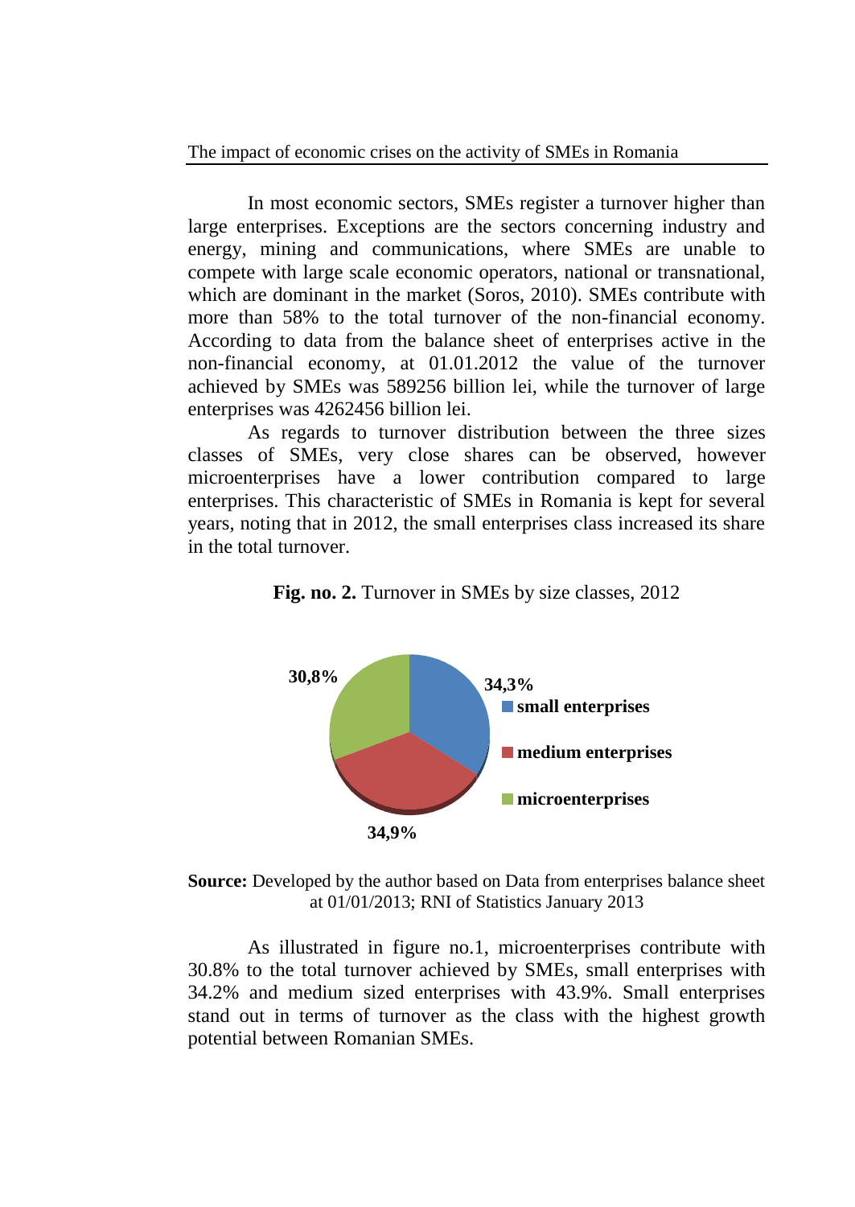In most economic sectors, SMEs register a turnover higher than large enterprises. Exceptions are the sectors concerning industry and energy, mining and communications, where SMEs are unable to compete with large scale economic operators, national or transnational, which are dominant in the market (Soros, 2010). SMEs contribute with more than 58% to the total turnover of the non-financial economy. According to data from the balance sheet of enterprises active in the non-financial economy, at 01.01.2012 the value of the turnover achieved by SMEs was 589256 billion lei, while the turnover of large enterprises was 4262456 billion lei.

As regards to turnover distribution between the three sizes classes of SMEs, very close shares can be observed, however microenterprises have a lower contribution compared to large enterprises. This characteristic of SMEs in Romania is kept for several years, noting that in 2012, the small enterprises class increased its share in the total turnover.

**Fig. no. 2.** Turnover in SMEs by size classes, 2012

**Source:** Developed by the author based on Data from enterprises balance sheet at 01/01/2013; RNI of Statistics January 2013

As illustrated in figure no.1, microenterprises contribute with 30.8% to the total turnover achieved by SMEs, small enterprises with 34.2% and medium sized enterprises with 43.9%. Small enterprises stand out in terms of turnover as the class with the highest growth potential between Romanian SMEs.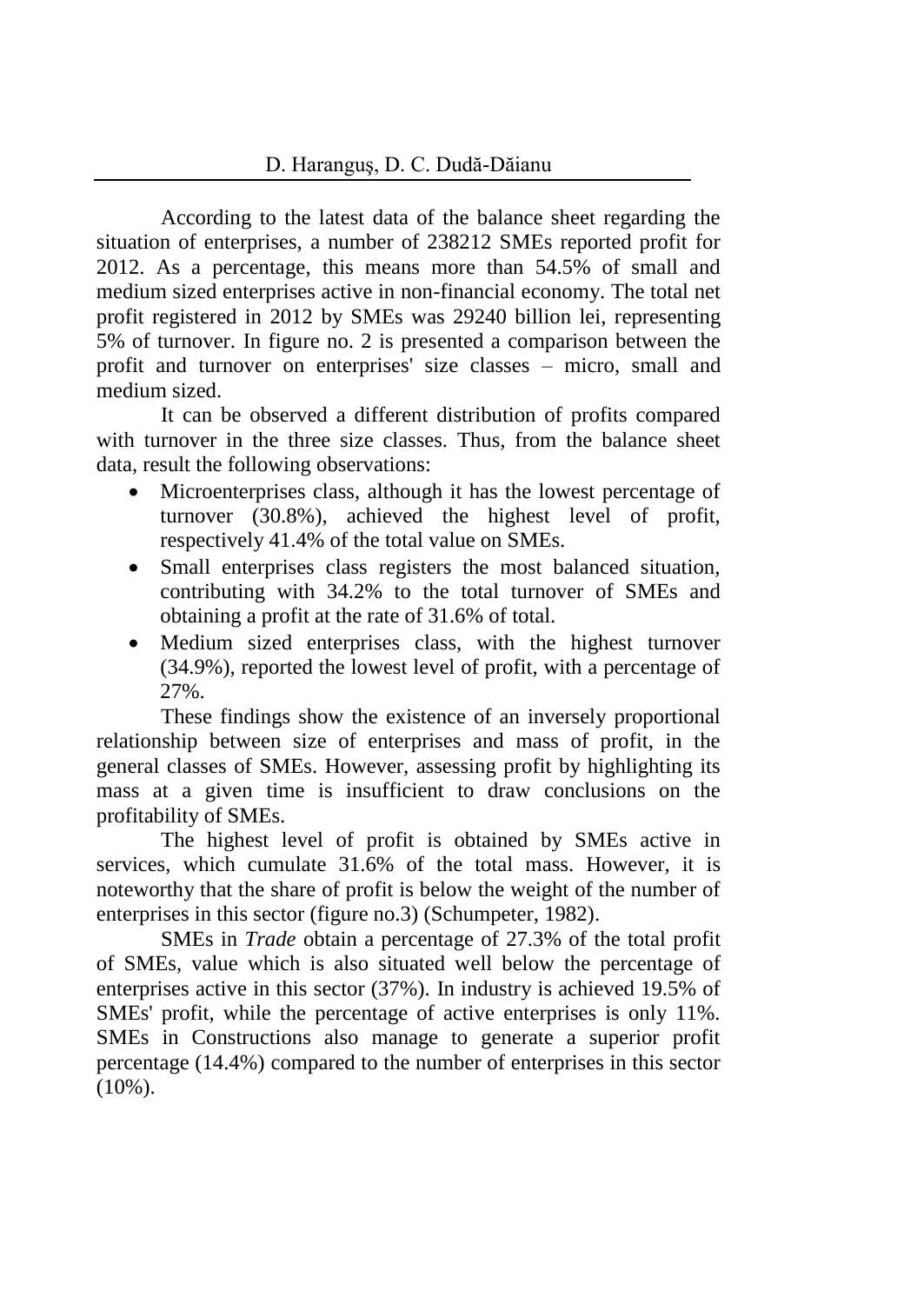According to the latest data of the balance sheet regarding the situation of enterprises, a number of 238212 SMEs reported profit for 2012. As a percentage, this means more than 54.5% of small and medium sized enterprises active in non-financial economy. The total net profit registered in 2012 by SMEs was 29240 billion lei, representing 5% of turnover. In figure no. 2 is presented a comparison between the profit and turnover on enterprises' size classes – micro, small and medium sized.

It can be observed a different distribution of profits compared with turnover in the three size classes. Thus, from the balance sheet data, result the following observations:

- Microenterprises class, although it has the lowest percentage of turnover (30.8%), achieved the highest level of profit, respectively 41.4% of the total value on SMEs.
- Small enterprises class registers the most balanced situation, contributing with 34.2% to the total turnover of SMEs and obtaining a profit at the rate of 31.6% of total.
- Medium sized enterprises class, with the highest turnover (34.9%), reported the lowest level of profit, with a percentage of 27%.

These findings show the existence of an inversely proportional relationship between size of enterprises and mass of profit, in the general classes of SMEs. However, assessing profit by highlighting its mass at a given time is insufficient to draw conclusions on the profitability of SMEs.

The highest level of profit is obtained by SMEs active in services, which cumulate 31.6% of the total mass. However, it is noteworthy that the share of profit is below the weight of the number of enterprises in this sector (figure no.3) (Schumpeter, 1982).

SMEs in *Trade* obtain a percentage of 27.3% of the total profit of SMEs, value which is also situated well below the percentage of enterprises active in this sector (37%). In industry is achieved 19.5% of SMEs' profit, while the percentage of active enterprises is only 11%. SMEs in Constructions also manage to generate a superior profit percentage (14.4%) compared to the number of enterprises in this sector (10%).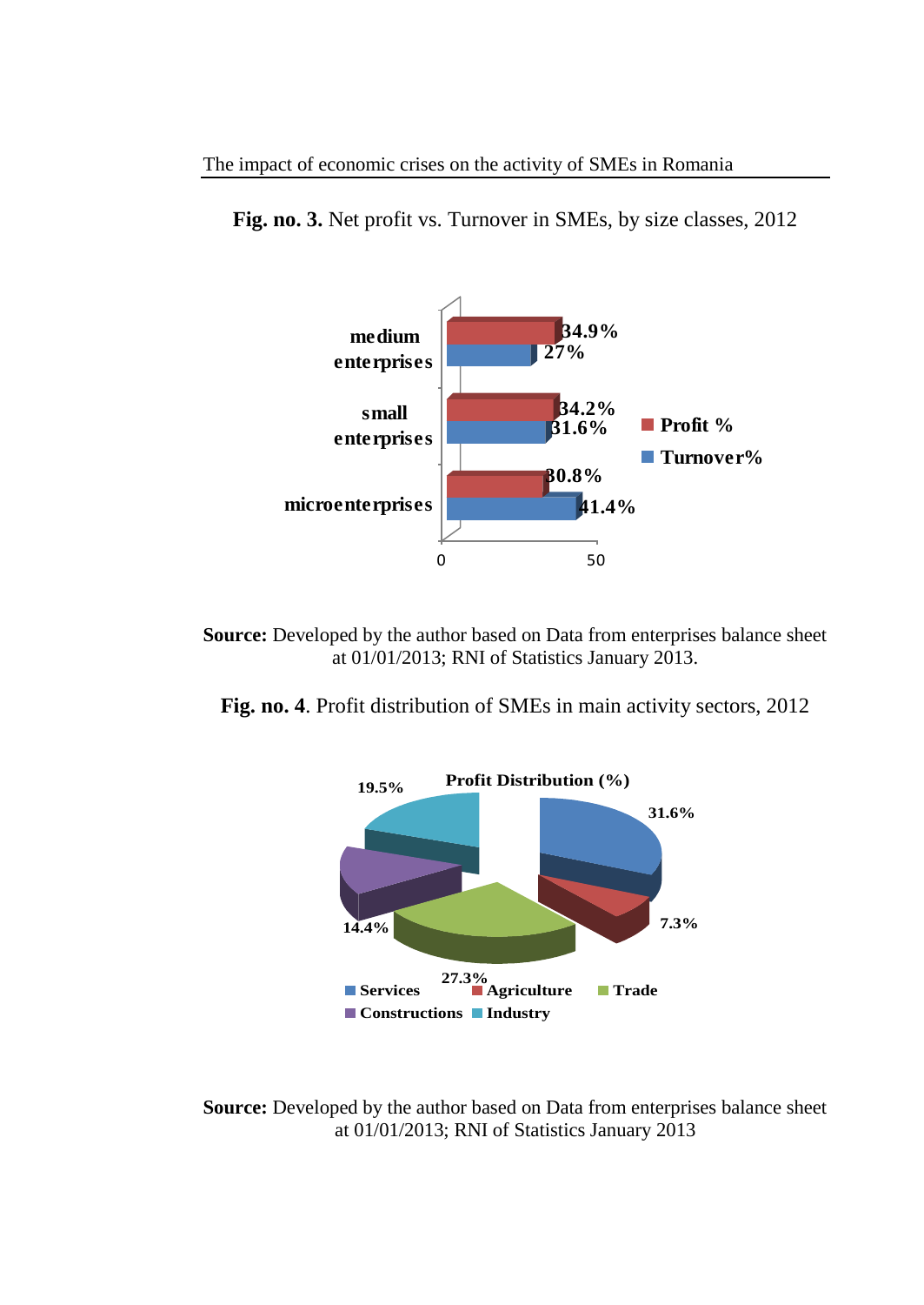**Fig. no. 3.** Net profit vs. Turnover in SMEs, by size classes, 2012

| | Profit % | Turnover% |
|---|---|---|
| medium enterprises | 34.9% | 27% |
| small enterprises | 34.2% | 31.6% |
| microenterprises | 30.8% | 41.4% |

**Source:** Developed by the author based on Data from enterprises balance sheet at 01/01/2013; RNI of Statistics January 2013.

**Fig. no. 4**. Profit distribution of SMEs in main activity sectors, 2012

Profit Distribution (%)

| Sector | % |
|---|---|
| Services | 31.6% |
| Agriculture | 7.3% |
| Trade | 27.3% |
| Constructions | 14.4% |
| Industry | 19.5% |

**Source:** Developed by the author based on Data from enterprises balance sheet at 01/01/2013; RNI of Statistics January 2013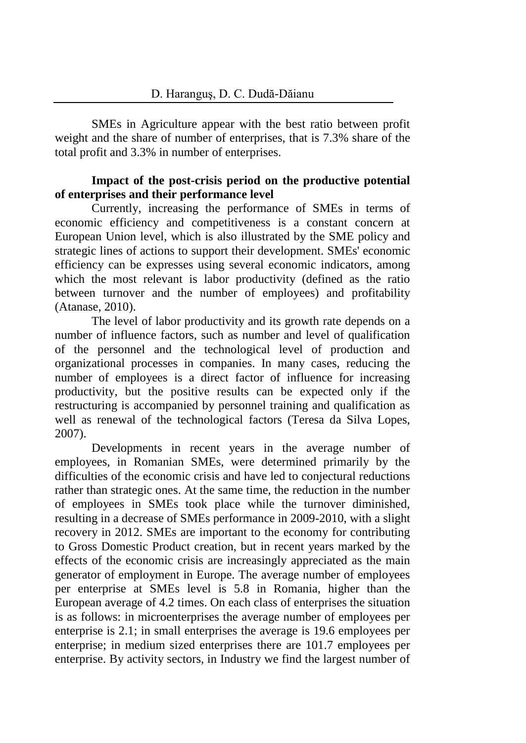SMEs in Agriculture appear with the best ratio between profit weight and the share of number of enterprises, that is 7.3% share of the total profit and 3.3% in number of enterprises.

## Impact of the post-crisis period on the productive potential of enterprises and their performance level

Currently, increasing the performance of SMEs in terms of economic efficiency and competitiveness is a constant concern at European Union level, which is also illustrated by the SME policy and strategic lines of actions to support their development. SMEs' economic efficiency can be expresses using several economic indicators, among which the most relevant is labor productivity (defined as the ratio between turnover and the number of employees) and profitability (Atanase, 2010).

The level of labor productivity and its growth rate depends on a number of influence factors, such as number and level of qualification of the personnel and the technological level of production and organizational processes in companies. In many cases, reducing the number of employees is a direct factor of influence for increasing productivity, but the positive results can be expected only if the restructuring is accompanied by personnel training and qualification as well as renewal of the technological factors (Teresa da Silva Lopes, 2007).

Developments in recent years in the average number of employees, in Romanian SMEs, were determined primarily by the difficulties of the economic crisis and have led to conjectural reductions rather than strategic ones. At the same time, the reduction in the number of employees in SMEs took place while the turnover diminished, resulting in a decrease of SMEs performance in 2009-2010, with a slight recovery in 2012. SMEs are important to the economy for contributing to Gross Domestic Product creation, but in recent years marked by the effects of the economic crisis are increasingly appreciated as the main generator of employment in Europe. The average number of employees per enterprise at SMEs level is 5.8 in Romania, higher than the European average of 4.2 times. On each class of enterprises the situation is as follows: in microenterprises the average number of employees per enterprise is 2.1; in small enterprises the average is 19.6 employees per enterprise; in medium sized enterprises there are 101.7 employees per enterprise. By activity sectors, in Industry we find the largest number of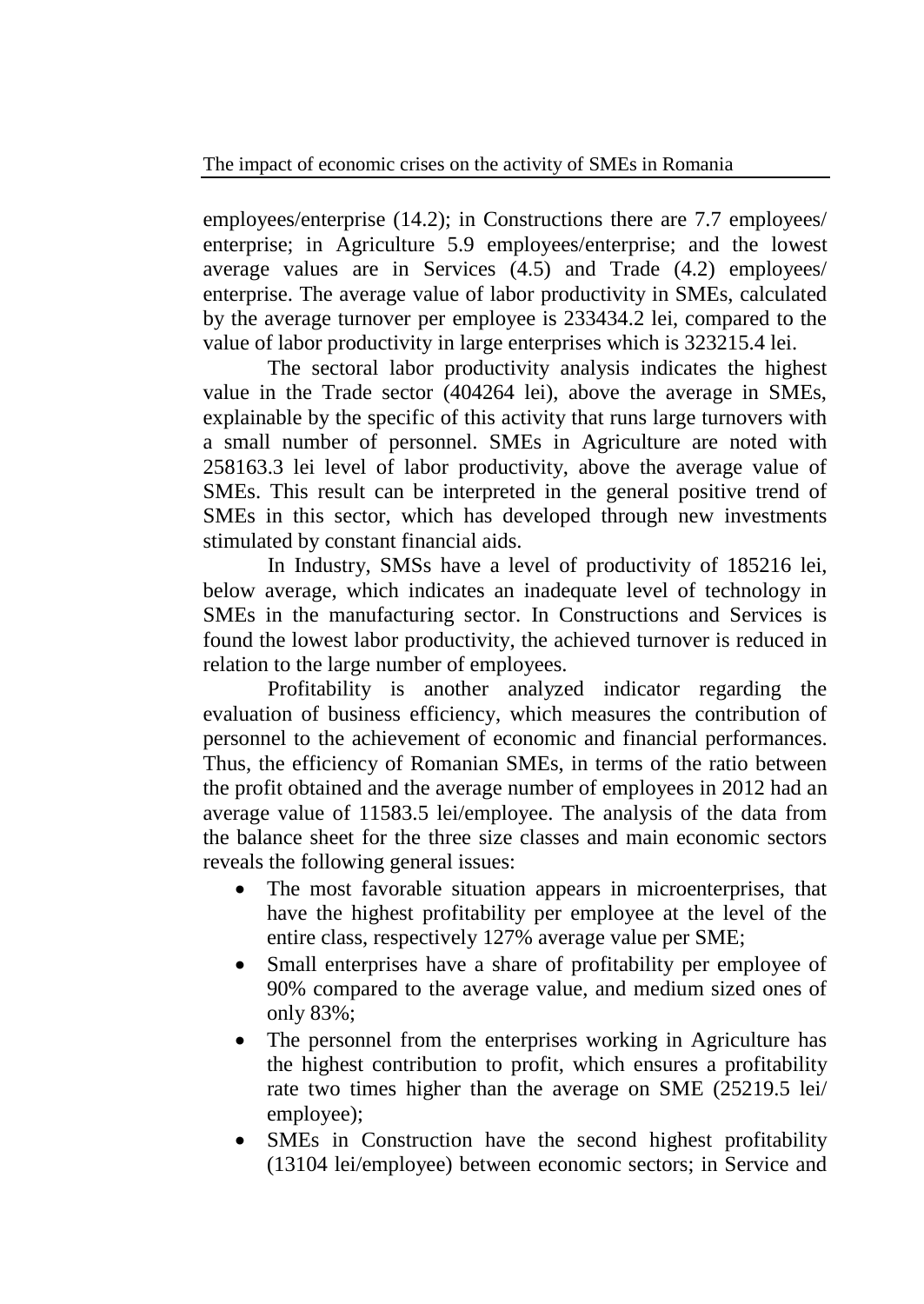employees/enterprise (14.2); in Constructions there are 7.7 employees/ enterprise; in Agriculture 5.9 employees/enterprise; and the lowest average values are in Services (4.5) and Trade (4.2) employees/ enterprise. The average value of labor productivity in SMEs, calculated by the average turnover per employee is 233434.2 lei, compared to the value of labor productivity in large enterprises which is 323215.4 lei.

The sectoral labor productivity analysis indicates the highest value in the Trade sector (404264 lei), above the average in SMEs, explainable by the specific of this activity that runs large turnovers with a small number of personnel. SMEs in Agriculture are noted with 258163.3 lei level of labor productivity, above the average value of SMEs. This result can be interpreted in the general positive trend of SMEs in this sector, which has developed through new investments stimulated by constant financial aids.

In Industry, SMSs have a level of productivity of 185216 lei, below average, which indicates an inadequate level of technology in SMEs in the manufacturing sector. In Constructions and Services is found the lowest labor productivity, the achieved turnover is reduced in relation to the large number of employees.

Profitability is another analyzed indicator regarding the evaluation of business efficiency, which measures the contribution of personnel to the achievement of economic and financial performances. Thus, the efficiency of Romanian SMEs, in terms of the ratio between the profit obtained and the average number of employees in 2012 had an average value of 11583.5 lei/employee. The analysis of the data from the balance sheet for the three size classes and main economic sectors reveals the following general issues:

- The most favorable situation appears in microenterprises, that have the highest profitability per employee at the level of the entire class, respectively 127% average value per SME;
- Small enterprises have a share of profitability per employee of 90% compared to the average value, and medium sized ones of only 83%;
- The personnel from the enterprises working in Agriculture has the highest contribution to profit, which ensures a profitability rate two times higher than the average on SME (25219.5 lei/ employee);
- SMEs in Construction have the second highest profitability (13104 lei/employee) between economic sectors; in Service and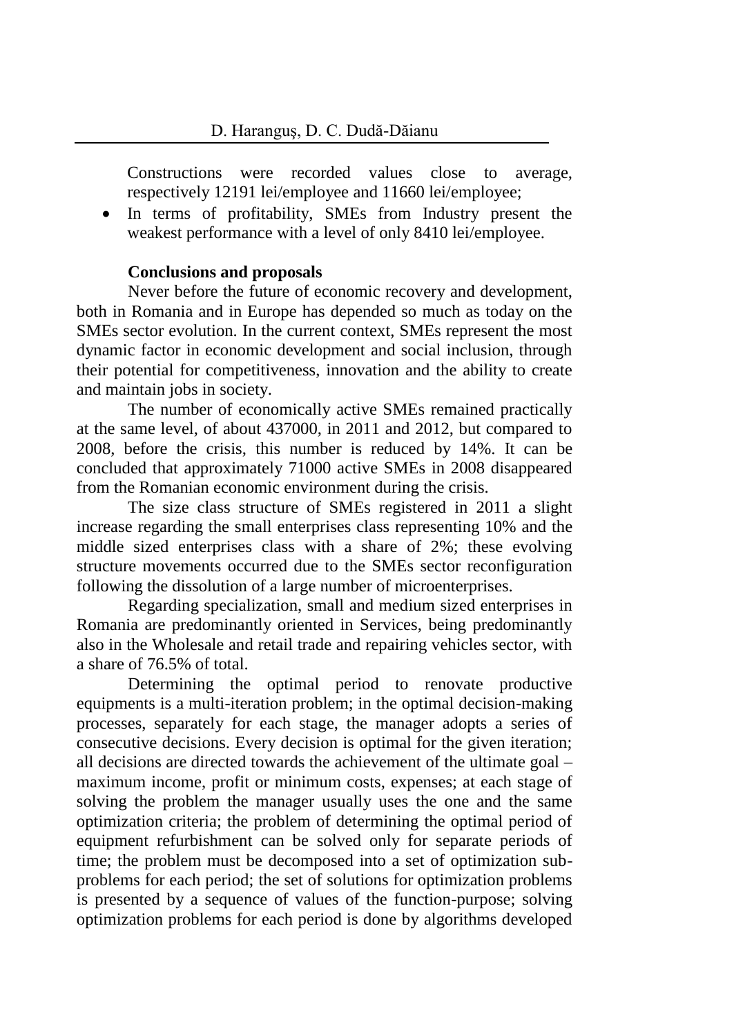Constructions were recorded values close to average, respectively 12191 lei/employee and 11660 lei/employee;

- In terms of profitability, SMEs from Industry present the weakest performance with a level of only 8410 lei/employee.

## Conclusions and proposals

Never before the future of economic recovery and development, both in Romania and in Europe has depended so much as today on the SMEs sector evolution. In the current context, SMEs represent the most dynamic factor in economic development and social inclusion, through their potential for competitiveness, innovation and the ability to create and maintain jobs in society.

The number of economically active SMEs remained practically at the same level, of about 437000, in 2011 and 2012, but compared to 2008, before the crisis, this number is reduced by 14%. It can be concluded that approximately 71000 active SMEs in 2008 disappeared from the Romanian economic environment during the crisis.

The size class structure of SMEs registered in 2011 a slight increase regarding the small enterprises class representing 10% and the middle sized enterprises class with a share of 2%; these evolving structure movements occurred due to the SMEs sector reconfiguration following the dissolution of a large number of microenterprises.

Regarding specialization, small and medium sized enterprises in Romania are predominantly oriented in Services, being predominantly also in the Wholesale and retail trade and repairing vehicles sector, with a share of 76.5% of total.

Determining the optimal period to renovate productive equipments is a multi-iteration problem; in the optimal decision-making processes, separately for each stage, the manager adopts a series of consecutive decisions. Every decision is optimal for the given iteration; all decisions are directed towards the achievement of the ultimate goal – maximum income, profit or minimum costs, expenses; at each stage of solving the problem the manager usually uses the one and the same optimization criteria; the problem of determining the optimal period of equipment refurbishment can be solved only for separate periods of time; the problem must be decomposed into a set of optimization sub-problems for each period; the set of solutions for optimization problems is presented by a sequence of values of the function-purpose; solving optimization problems for each period is done by algorithms developed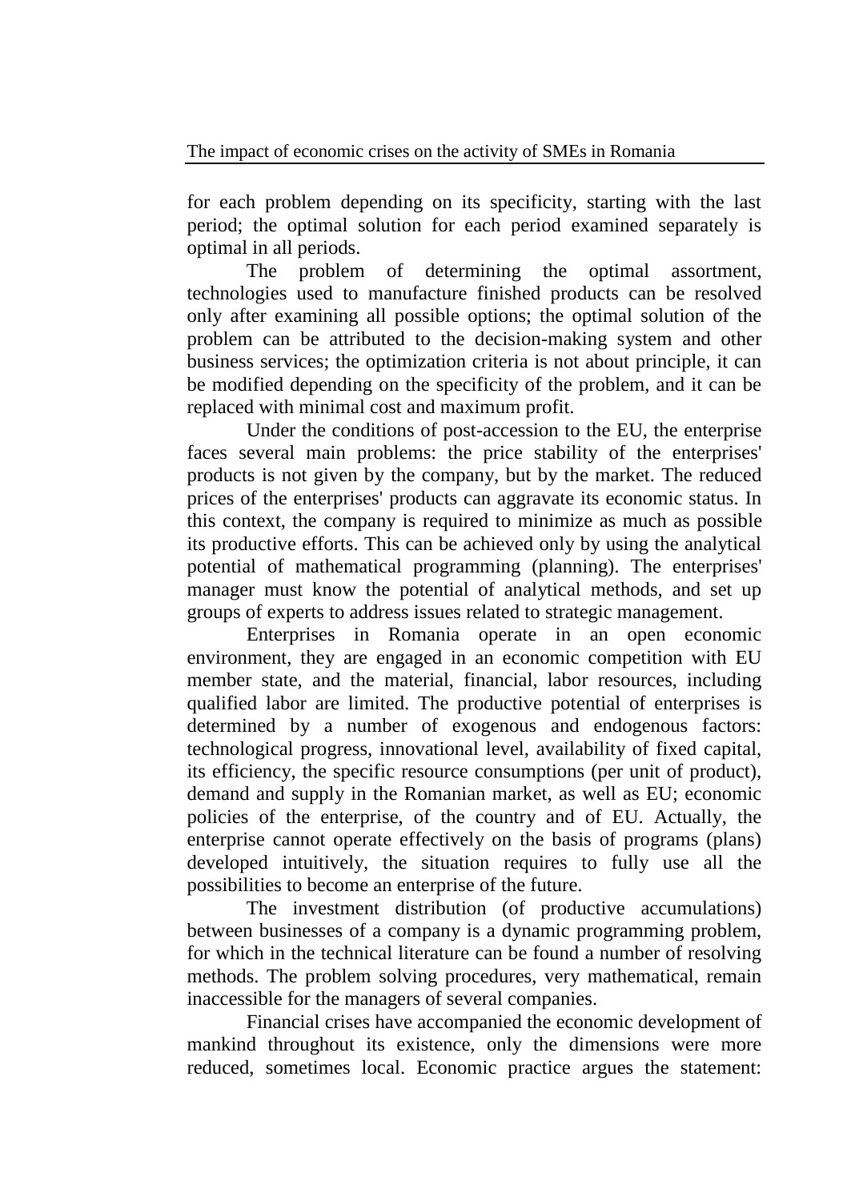for each problem depending on its specificity, starting with the last period; the optimal solution for each period examined separately is optimal in all periods.

The problem of determining the optimal assortment, technologies used to manufacture finished products can be resolved only after examining all possible options; the optimal solution of the problem can be attributed to the decision-making system and other business services; the optimization criteria is not about principle, it can be modified depending on the specificity of the problem, and it can be replaced with minimal cost and maximum profit.

Under the conditions of post-accession to the EU, the enterprise faces several main problems: the price stability of the enterprises' products is not given by the company, but by the market. The reduced prices of the enterprises' products can aggravate its economic status. In this context, the company is required to minimize as much as possible its productive efforts. This can be achieved only by using the analytical potential of mathematical programming (planning). The enterprises' manager must know the potential of analytical methods, and set up groups of experts to address issues related to strategic management.

Enterprises in Romania operate in an open economic environment, they are engaged in an economic competition with EU member state, and the material, financial, labor resources, including qualified labor are limited. The productive potential of enterprises is determined by a number of exogenous and endogenous factors: technological progress, innovational level, availability of fixed capital, its efficiency, the specific resource consumptions (per unit of product), demand and supply in the Romanian market, as well as EU; economic policies of the enterprise, of the country and of EU. Actually, the enterprise cannot operate effectively on the basis of programs (plans) developed intuitively, the situation requires to fully use all the possibilities to become an enterprise of the future.

The investment distribution (of productive accumulations) between businesses of a company is a dynamic programming problem, for which in the technical literature can be found a number of resolving methods. The problem solving procedures, very mathematical, remain inaccessible for the managers of several companies.

Financial crises have accompanied the economic development of mankind throughout its existence, only the dimensions were more reduced, sometimes local. Economic practice argues the statement: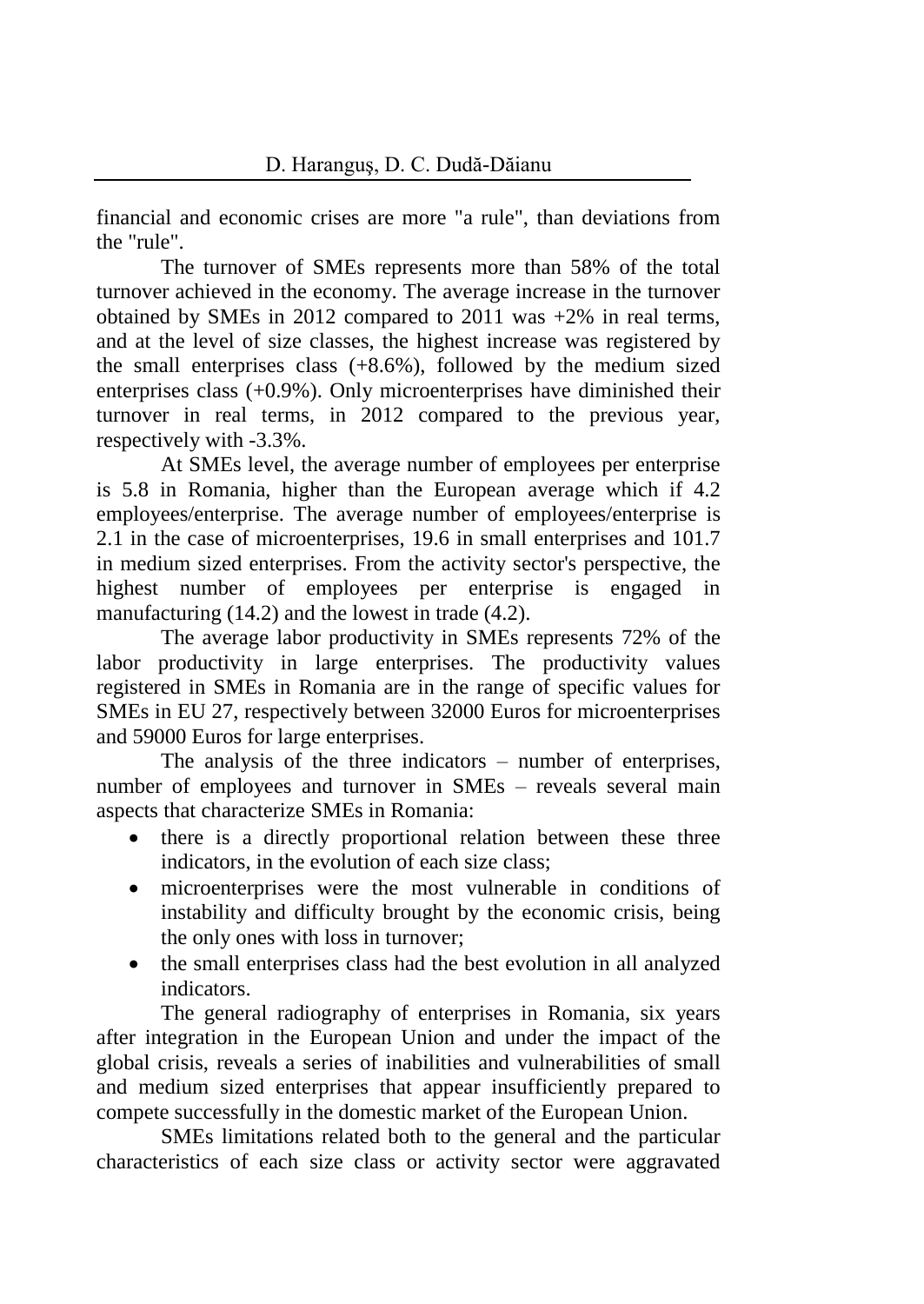financial and economic crises are more "a rule", than deviations from the "rule".

The turnover of SMEs represents more than 58% of the total turnover achieved in the economy. The average increase in the turnover obtained by SMEs in 2012 compared to 2011 was +2% in real terms, and at the level of size classes, the highest increase was registered by the small enterprises class (+8.6%), followed by the medium sized enterprises class (+0.9%). Only microenterprises have diminished their turnover in real terms, in 2012 compared to the previous year, respectively with -3.3%.

At SMEs level, the average number of employees per enterprise is 5.8 in Romania, higher than the European average which if 4.2 employees/enterprise. The average number of employees/enterprise is 2.1 in the case of microenterprises, 19.6 in small enterprises and 101.7 in medium sized enterprises. From the activity sector's perspective, the highest number of employees per enterprise is engaged in manufacturing (14.2) and the lowest in trade (4.2).

The average labor productivity in SMEs represents 72% of the labor productivity in large enterprises. The productivity values registered in SMEs in Romania are in the range of specific values for SMEs in EU 27, respectively between 32000 Euros for microenterprises and 59000 Euros for large enterprises.

The analysis of the three indicators – number of enterprises, number of employees and turnover in SMEs – reveals several main aspects that characterize SMEs in Romania:

- there is a directly proportional relation between these three indicators, in the evolution of each size class;
- microenterprises were the most vulnerable in conditions of instability and difficulty brought by the economic crisis, being the only ones with loss in turnover;
- the small enterprises class had the best evolution in all analyzed indicators.

The general radiography of enterprises in Romania, six years after integration in the European Union and under the impact of the global crisis, reveals a series of inabilities and vulnerabilities of small and medium sized enterprises that appear insufficiently prepared to compete successfully in the domestic market of the European Union.

SMEs limitations related both to the general and the particular characteristics of each size class or activity sector were aggravated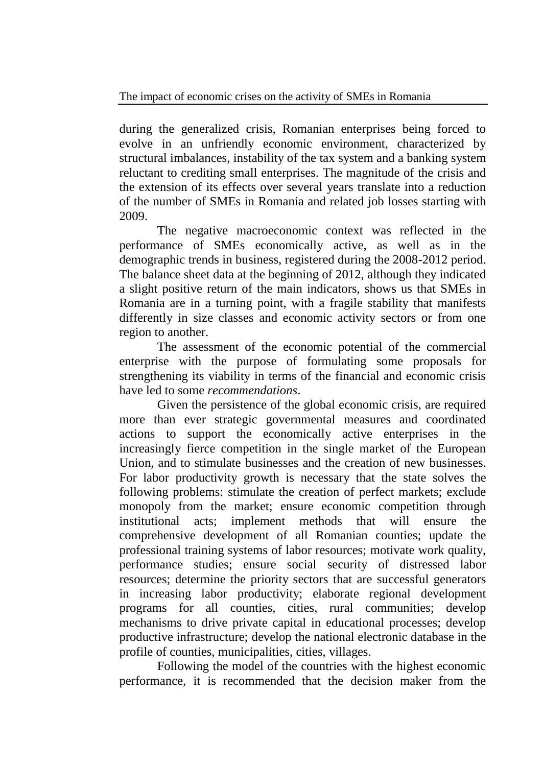during the generalized crisis, Romanian enterprises being forced to evolve in an unfriendly economic environment, characterized by structural imbalances, instability of the tax system and a banking system reluctant to crediting small enterprises. The magnitude of the crisis and the extension of its effects over several years translate into a reduction of the number of SMEs in Romania and related job losses starting with 2009.

The negative macroeconomic context was reflected in the performance of SMEs economically active, as well as in the demographic trends in business, registered during the 2008-2012 period. The balance sheet data at the beginning of 2012, although they indicated a slight positive return of the main indicators, shows us that SMEs in Romania are in a turning point, with a fragile stability that manifests differently in size classes and economic activity sectors or from one region to another.

The assessment of the economic potential of the commercial enterprise with the purpose of formulating some proposals for strengthening its viability in terms of the financial and economic crisis have led to some *recommendations*.

Given the persistence of the global economic crisis, are required more than ever strategic governmental measures and coordinated actions to support the economically active enterprises in the increasingly fierce competition in the single market of the European Union, and to stimulate businesses and the creation of new businesses. For labor productivity growth is necessary that the state solves the following problems: stimulate the creation of perfect markets; exclude monopoly from the market; ensure economic competition through institutional acts; implement methods that will ensure the comprehensive development of all Romanian counties; update the professional training systems of labor resources; motivate work quality, performance studies; ensure social security of distressed labor resources; determine the priority sectors that are successful generators in increasing labor productivity; elaborate regional development programs for all counties, cities, rural communities; develop mechanisms to drive private capital in educational processes; develop productive infrastructure; develop the national electronic database in the profile of counties, municipalities, cities, villages.

Following the model of the countries with the highest economic performance, it is recommended that the decision maker from the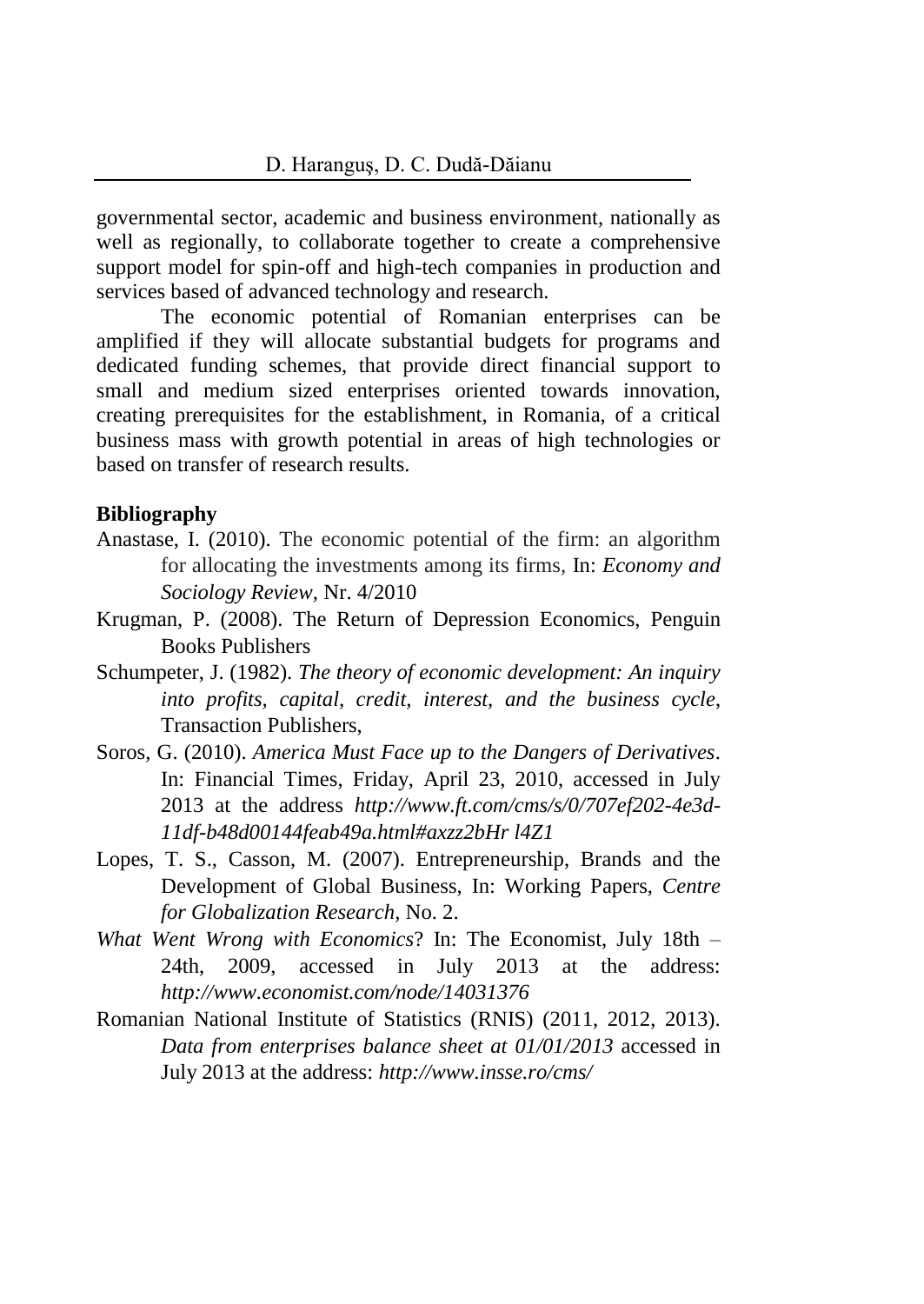governmental sector, academic and business environment, nationally as well as regionally, to collaborate together to create a comprehensive support model for spin-off and high-tech companies in production and services based of advanced technology and research.

The economic potential of Romanian enterprises can be amplified if they will allocate substantial budgets for programs and dedicated funding schemes, that provide direct financial support to small and medium sized enterprises oriented towards innovation, creating prerequisites for the establishment, in Romania, of a critical business mass with growth potential in areas of high technologies or based on transfer of research results.

**Bibliography**

Anastase, I. (2010). The economic potential of the firm: an algorithm for allocating the investments among its firms, In: *Economy and Sociology Review*, Nr. 4/2010

Krugman, P. (2008). The Return of Depression Economics, Penguin Books Publishers

Schumpeter, J. (1982). *The theory of economic development: An inquiry into profits, capital, credit, interest, and the business cycle*, Transaction Publishers,

Soros, G. (2010). *America Must Face up to the Dangers of Derivatives*. In: Financial Times, Friday, April 23, 2010, accessed in July 2013 at the address *http://www.ft.com/cms/s/0/707ef202-4e3d-11df-b48d00144feab49a.html#axzz2bHr l4Z1*

Lopes, T. S., Casson, M. (2007). Entrepreneurship, Brands and the Development of Global Business, In: Working Papers, *Centre for Globalization Research*, No. 2.

*What Went Wrong with Economics*? In: The Economist, July 18th – 24th, 2009, accessed in July 2013 at the address: *http://www.economist.com/node/14031376*

Romanian National Institute of Statistics (RNIS) (2011, 2012, 2013). *Data from enterprises balance sheet at 01/01/2013* accessed in July 2013 at the address: *http://www.insse.ro/cms/*